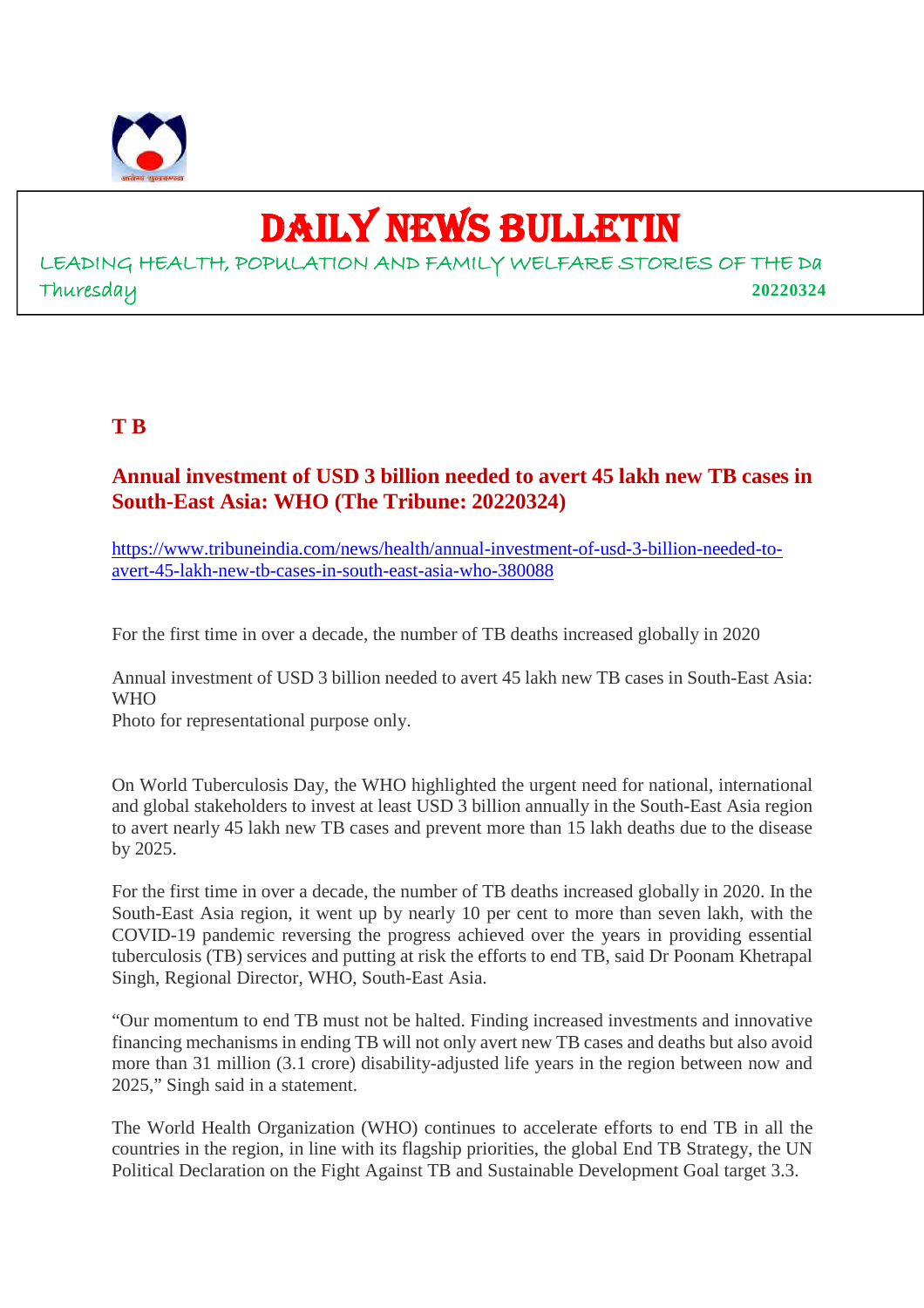# DAILY NEWS BULLETIN

LEADING HEALTH, POPULATION AND FAMILY WELFARE STORIES OF THE Da

Thuresday **20220324**

## T B

### Annual investment of USD 3 billion needed to avert 45 lakh new TB cases in South-East Asia: WHO (The Tribune: 20220324)

https://www.tribuneindia.com/news/health/annual-investment-of-usd-3-billion-needed-to-avert-45-lakh-new-tb-cases-in-south-east-asia-who-380088

For the first time in over a decade, the number of TB deaths increased globally in 2020

Annual investment of USD 3 billion needed to avert 45 lakh new TB cases in South-East Asia: WHO
Photo for representational purpose only.

On World Tuberculosis Day, the WHO highlighted the urgent need for national, international and global stakeholders to invest at least USD 3 billion annually in the South-East Asia region to avert nearly 45 lakh new TB cases and prevent more than 15 lakh deaths due to the disease by 2025.

For the first time in over a decade, the number of TB deaths increased globally in 2020. In the South-East Asia region, it went up by nearly 10 per cent to more than seven lakh, with the COVID-19 pandemic reversing the progress achieved over the years in providing essential tuberculosis (TB) services and putting at risk the efforts to end TB, said Dr Poonam Khetrapal Singh, Regional Director, WHO, South-East Asia.

"Our momentum to end TB must not be halted. Finding increased investments and innovative financing mechanisms in ending TB will not only avert new TB cases and deaths but also avoid more than 31 million (3.1 crore) disability-adjusted life years in the region between now and 2025," Singh said in a statement.

The World Health Organization (WHO) continues to accelerate efforts to end TB in all the countries in the region, in line with its flagship priorities, the global End TB Strategy, the UN Political Declaration on the Fight Against TB and Sustainable Development Goal target 3.3.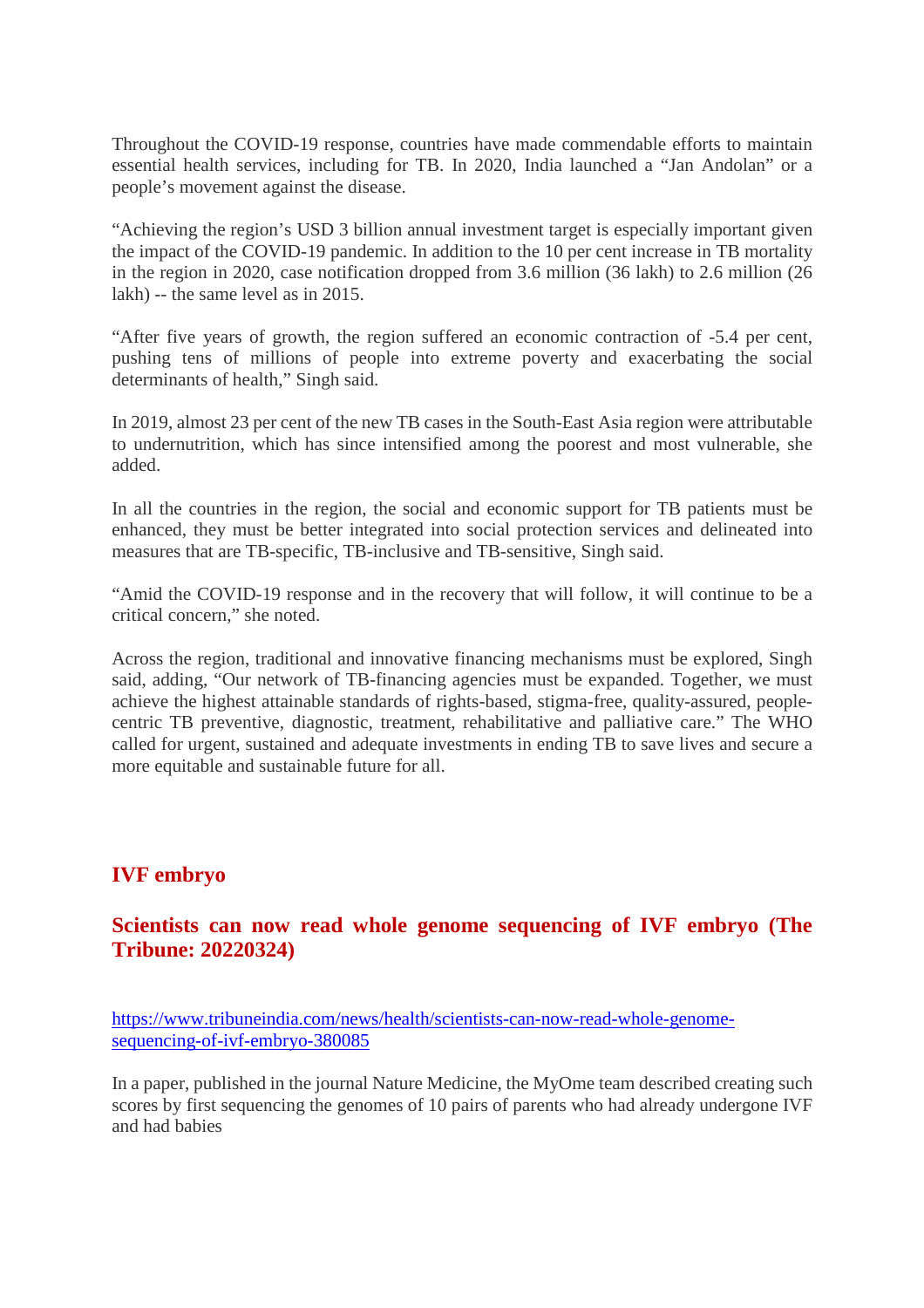Throughout the COVID-19 response, countries have made commendable efforts to maintain essential health services, including for TB. In 2020, India launched a "Jan Andolan" or a people's movement against the disease.

"Achieving the region's USD 3 billion annual investment target is especially important given the impact of the COVID-19 pandemic. In addition to the 10 per cent increase in TB mortality in the region in 2020, case notification dropped from 3.6 million (36 lakh) to 2.6 million (26 lakh) -- the same level as in 2015.

"After five years of growth, the region suffered an economic contraction of -5.4 per cent, pushing tens of millions of people into extreme poverty and exacerbating the social determinants of health," Singh said.

In 2019, almost 23 per cent of the new TB cases in the South-East Asia region were attributable to undernutrition, which has since intensified among the poorest and most vulnerable, she added.

In all the countries in the region, the social and economic support for TB patients must be enhanced, they must be better integrated into social protection services and delineated into measures that are TB-specific, TB-inclusive and TB-sensitive, Singh said.

"Amid the COVID-19 response and in the recovery that will follow, it will continue to be a critical concern," she noted.

Across the region, traditional and innovative financing mechanisms must be explored, Singh said, adding, "Our network of TB-financing agencies must be expanded. Together, we must achieve the highest attainable standards of rights-based, stigma-free, quality-assured, people-centric TB preventive, diagnostic, treatment, rehabilitative and palliative care." The WHO called for urgent, sustained and adequate investments in ending TB to save lives and secure a more equitable and sustainable future for all.

## IVF embryo

## Scientists can now read whole genome sequencing of IVF embryo (The Tribune: 20220324)

https://www.tribuneindia.com/news/health/scientists-can-now-read-whole-genome-sequencing-of-ivf-embryo-380085

In a paper, published in the journal Nature Medicine, the MyOme team described creating such scores by first sequencing the genomes of 10 pairs of parents who had already undergone IVF and had babies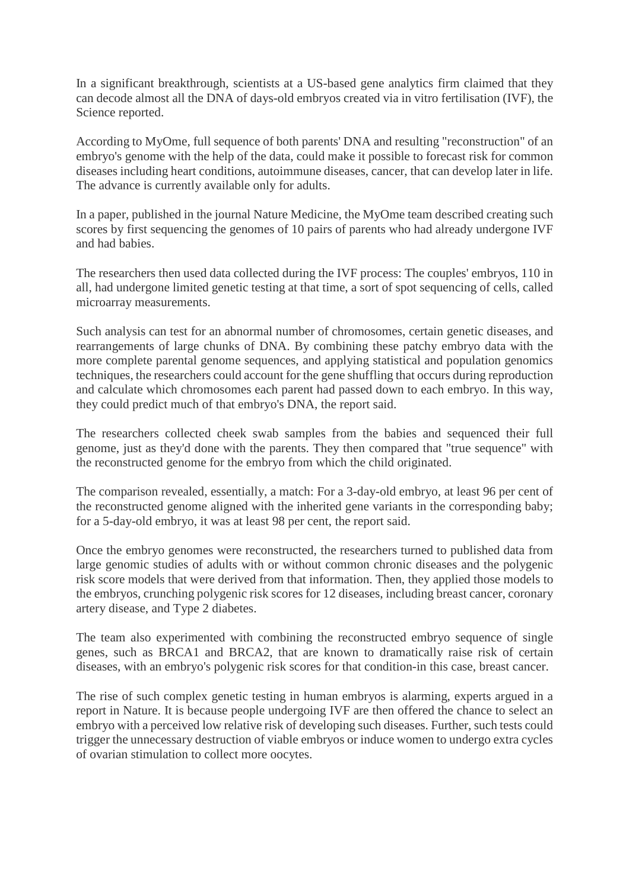In a significant breakthrough, scientists at a US-based gene analytics firm claimed that they can decode almost all the DNA of days-old embryos created via in vitro fertilisation (IVF), the Science reported.

According to MyOme, full sequence of both parents' DNA and resulting "reconstruction" of an embryo's genome with the help of the data, could make it possible to forecast risk for common diseases including heart conditions, autoimmune diseases, cancer, that can develop later in life. The advance is currently available only for adults.

In a paper, published in the journal Nature Medicine, the MyOme team described creating such scores by first sequencing the genomes of 10 pairs of parents who had already undergone IVF and had babies.

The researchers then used data collected during the IVF process: The couples' embryos, 110 in all, had undergone limited genetic testing at that time, a sort of spot sequencing of cells, called microarray measurements.

Such analysis can test for an abnormal number of chromosomes, certain genetic diseases, and rearrangements of large chunks of DNA. By combining these patchy embryo data with the more complete parental genome sequences, and applying statistical and population genomics techniques, the researchers could account for the gene shuffling that occurs during reproduction and calculate which chromosomes each parent had passed down to each embryo. In this way, they could predict much of that embryo's DNA, the report said.

The researchers collected cheek swab samples from the babies and sequenced their full genome, just as they'd done with the parents. They then compared that "true sequence" with the reconstructed genome for the embryo from which the child originated.

The comparison revealed, essentially, a match: For a 3-day-old embryo, at least 96 per cent of the reconstructed genome aligned with the inherited gene variants in the corresponding baby; for a 5-day-old embryo, it was at least 98 per cent, the report said.

Once the embryo genomes were reconstructed, the researchers turned to published data from large genomic studies of adults with or without common chronic diseases and the polygenic risk score models that were derived from that information. Then, they applied those models to the embryos, crunching polygenic risk scores for 12 diseases, including breast cancer, coronary artery disease, and Type 2 diabetes.

The team also experimented with combining the reconstructed embryo sequence of single genes, such as BRCA1 and BRCA2, that are known to dramatically raise risk of certain diseases, with an embryo's polygenic risk scores for that condition-in this case, breast cancer.

The rise of such complex genetic testing in human embryos is alarming, experts argued in a report in Nature. It is because people undergoing IVF are then offered the chance to select an embryo with a perceived low relative risk of developing such diseases. Further, such tests could trigger the unnecessary destruction of viable embryos or induce women to undergo extra cycles of ovarian stimulation to collect more oocytes.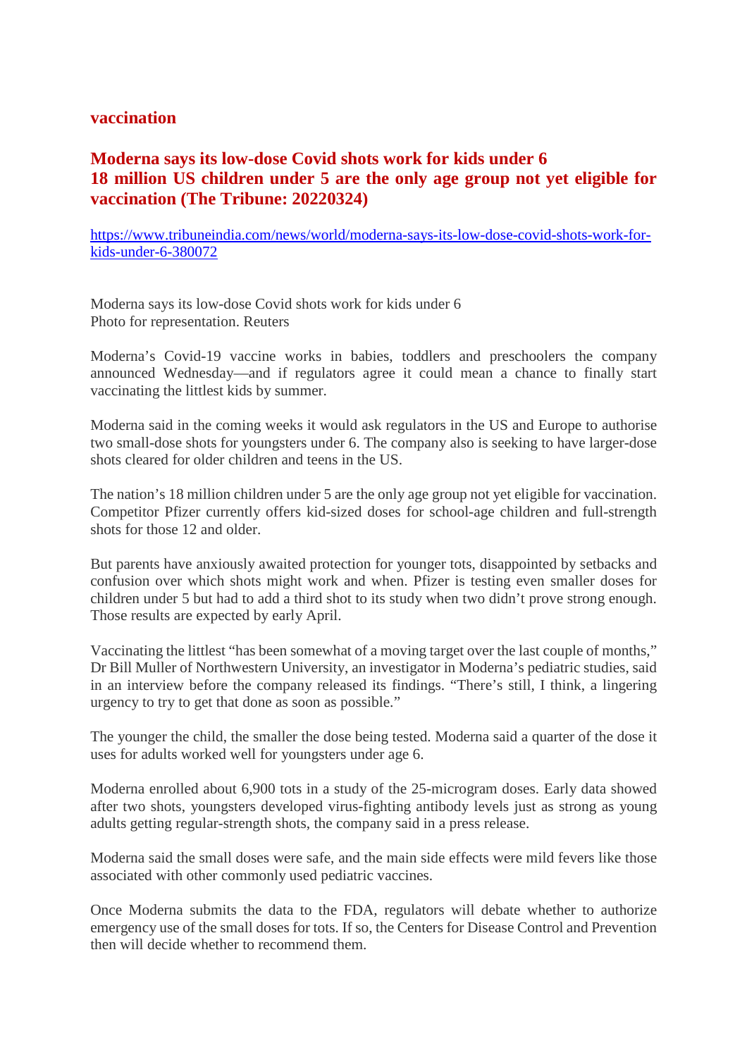**vaccination**

## Moderna says its low-dose Covid shots work for kids under 6
## 18 million US children under 5 are the only age group not yet eligible for vaccination (The Tribune: 20220324)

https://www.tribuneindia.com/news/world/moderna-says-its-low-dose-covid-shots-work-for-kids-under-6-380072

Moderna says its low-dose Covid shots work for kids under 6
Photo for representation. Reuters

Moderna's Covid-19 vaccine works in babies, toddlers and preschoolers the company announced Wednesday—and if regulators agree it could mean a chance to finally start vaccinating the littlest kids by summer.

Moderna said in the coming weeks it would ask regulators in the US and Europe to authorise two small-dose shots for youngsters under 6. The company also is seeking to have larger-dose shots cleared for older children and teens in the US.

The nation's 18 million children under 5 are the only age group not yet eligible for vaccination. Competitor Pfizer currently offers kid-sized doses for school-age children and full-strength shots for those 12 and older.

But parents have anxiously awaited protection for younger tots, disappointed by setbacks and confusion over which shots might work and when. Pfizer is testing even smaller doses for children under 5 but had to add a third shot to its study when two didn't prove strong enough. Those results are expected by early April.

Vaccinating the littlest "has been somewhat of a moving target over the last couple of months," Dr Bill Muller of Northwestern University, an investigator in Moderna's pediatric studies, said in an interview before the company released its findings. "There's still, I think, a lingering urgency to try to get that done as soon as possible."

The younger the child, the smaller the dose being tested. Moderna said a quarter of the dose it uses for adults worked well for youngsters under age 6.

Moderna enrolled about 6,900 tots in a study of the 25-microgram doses. Early data showed after two shots, youngsters developed virus-fighting antibody levels just as strong as young adults getting regular-strength shots, the company said in a press release.

Moderna said the small doses were safe, and the main side effects were mild fevers like those associated with other commonly used pediatric vaccines.

Once Moderna submits the data to the FDA, regulators will debate whether to authorize emergency use of the small doses for tots. If so, the Centers for Disease Control and Prevention then will decide whether to recommend them.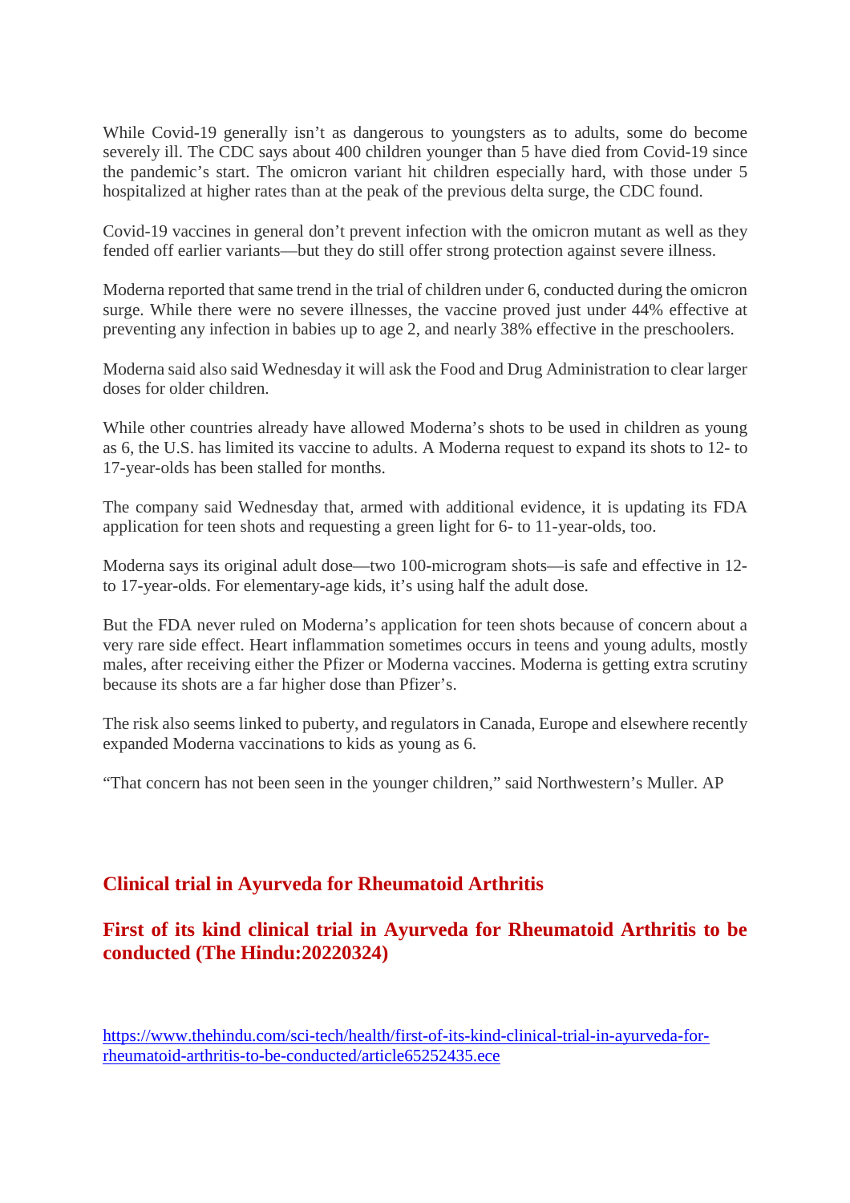While Covid-19 generally isn't as dangerous to youngsters as to adults, some do become severely ill. The CDC says about 400 children younger than 5 have died from Covid-19 since the pandemic's start. The omicron variant hit children especially hard, with those under 5 hospitalized at higher rates than at the peak of the previous delta surge, the CDC found.

Covid-19 vaccines in general don't prevent infection with the omicron mutant as well as they fended off earlier variants—but they do still offer strong protection against severe illness.

Moderna reported that same trend in the trial of children under 6, conducted during the omicron surge. While there were no severe illnesses, the vaccine proved just under 44% effective at preventing any infection in babies up to age 2, and nearly 38% effective in the preschoolers.

Moderna said also said Wednesday it will ask the Food and Drug Administration to clear larger doses for older children.

While other countries already have allowed Moderna's shots to be used in children as young as 6, the U.S. has limited its vaccine to adults. A Moderna request to expand its shots to 12- to 17-year-olds has been stalled for months.

The company said Wednesday that, armed with additional evidence, it is updating its FDA application for teen shots and requesting a green light for 6- to 11-year-olds, too.

Moderna says its original adult dose—two 100-microgram shots—is safe and effective in 12- to 17-year-olds. For elementary-age kids, it's using half the adult dose.

But the FDA never ruled on Moderna's application for teen shots because of concern about a very rare side effect. Heart inflammation sometimes occurs in teens and young adults, mostly males, after receiving either the Pfizer or Moderna vaccines. Moderna is getting extra scrutiny because its shots are a far higher dose than Pfizer's.

The risk also seems linked to puberty, and regulators in Canada, Europe and elsewhere recently expanded Moderna vaccinations to kids as young as 6.

"That concern has not been seen in the younger children," said Northwestern's Muller. AP

## Clinical trial in Ayurveda for Rheumatoid Arthritis

## First of its kind clinical trial in Ayurveda for Rheumatoid Arthritis to be conducted (The Hindu:20220324)

https://www.thehindu.com/sci-tech/health/first-of-its-kind-clinical-trial-in-ayurveda-for-rheumatoid-arthritis-to-be-conducted/article65252435.ece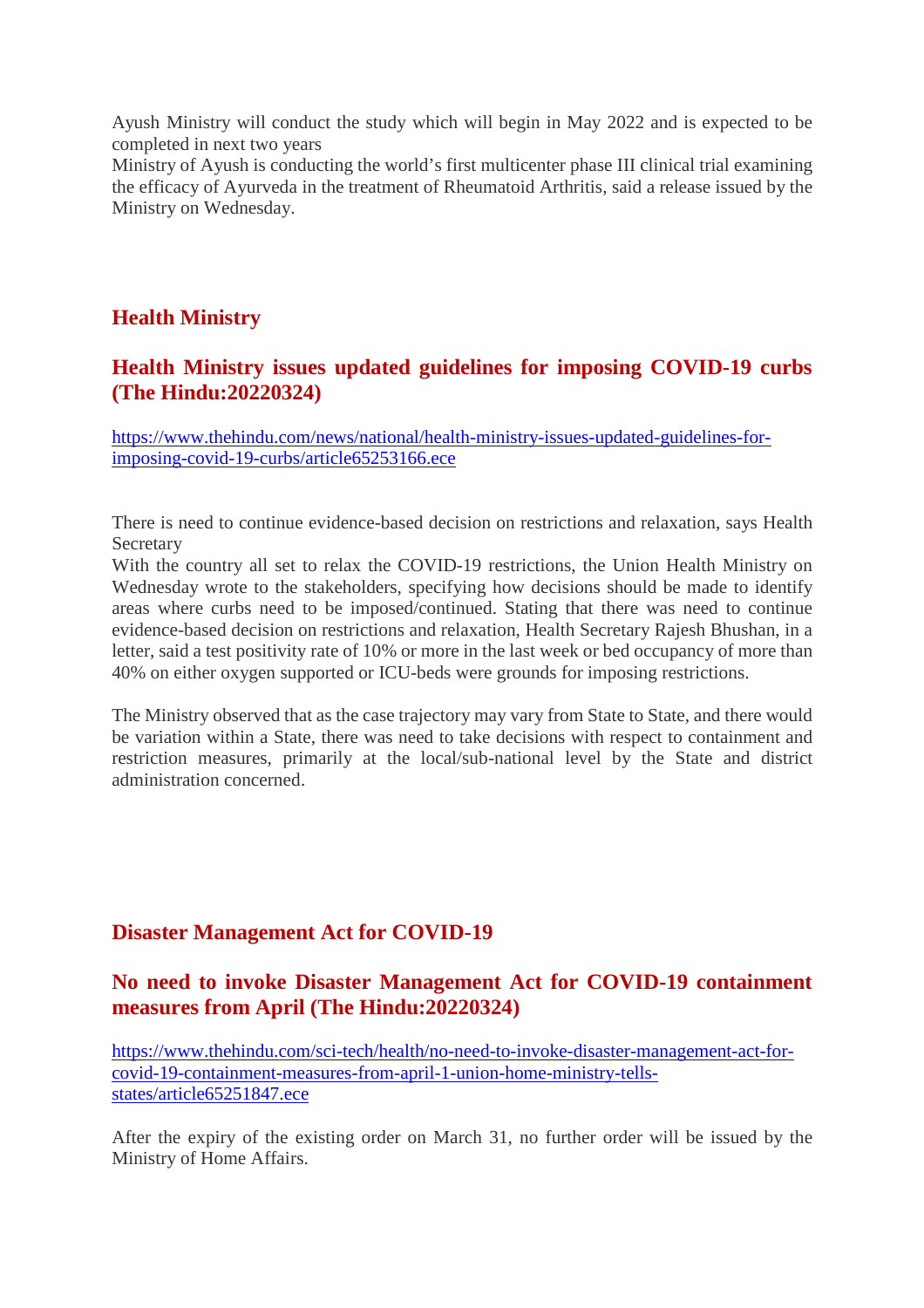Ayush Ministry will conduct the study which will begin in May 2022 and is expected to be completed in next two years

Ministry of Ayush is conducting the world's first multicenter phase III clinical trial examining the efficacy of Ayurveda in the treatment of Rheumatoid Arthritis, said a release issued by the Ministry on Wednesday.

## Health Ministry

## Health Ministry issues updated guidelines for imposing COVID-19 curbs (The Hindu:20220324)

https://www.thehindu.com/news/national/health-ministry-issues-updated-guidelines-for-imposing-covid-19-curbs/article65253166.ece

There is need to continue evidence-based decision on restrictions and relaxation, says Health Secretary

With the country all set to relax the COVID-19 restrictions, the Union Health Ministry on Wednesday wrote to the stakeholders, specifying how decisions should be made to identify areas where curbs need to be imposed/continued. Stating that there was need to continue evidence-based decision on restrictions and relaxation, Health Secretary Rajesh Bhushan, in a letter, said a test positivity rate of 10% or more in the last week or bed occupancy of more than 40% on either oxygen supported or ICU-beds were grounds for imposing restrictions.

The Ministry observed that as the case trajectory may vary from State to State, and there would be variation within a State, there was need to take decisions with respect to containment and restriction measures, primarily at the local/sub-national level by the State and district administration concerned.

## Disaster Management Act for COVID-19

## No need to invoke Disaster Management Act for COVID-19 containment measures from April (The Hindu:20220324)

https://www.thehindu.com/sci-tech/health/no-need-to-invoke-disaster-management-act-for-covid-19-containment-measures-from-april-1-union-home-ministry-tells-states/article65251847.ece

After the expiry of the existing order on March 31, no further order will be issued by the Ministry of Home Affairs.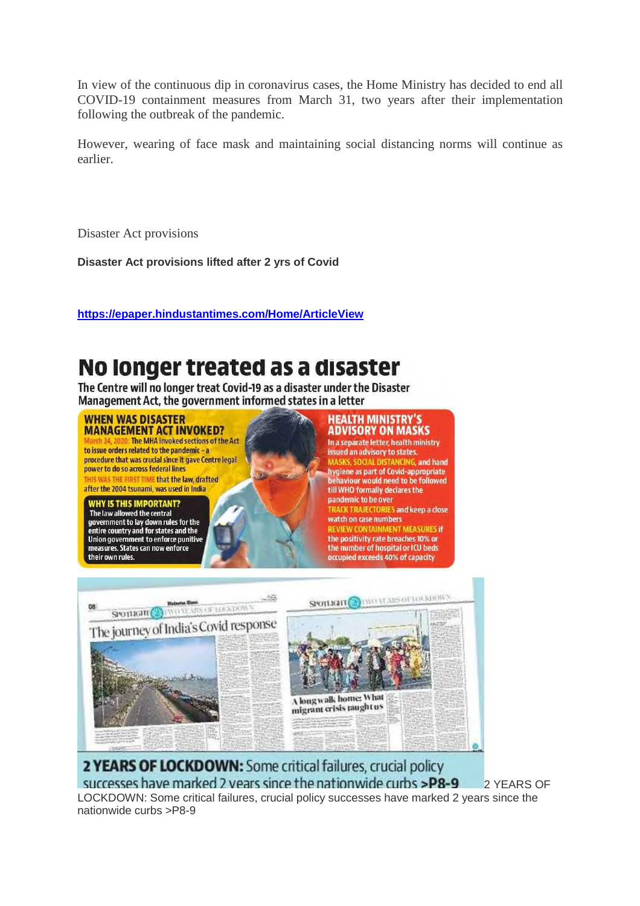In view of the continuous dip in coronavirus cases, the Home Ministry has decided to end all COVID-19 containment measures from March 31, two years after their implementation following the outbreak of the pandemic.

However, wearing of face mask and maintaining social distancing norms will continue as earlier.

Disaster Act provisions

**Disaster Act provisions lifted after 2 yrs of Covid**

**https://epaper.hindustantimes.com/Home/ArticleView**

# No longer treated as a disaster

The Centre will no longer treat Covid-19 as a disaster under the Disaster Management Act, the government informed states in a letter

**WHEN WAS DISASTER MANAGEMENT ACT INVOKED?**

March 24, 2020: The MHA invoked sections of the Act to issue orders related to the pandemic – a procedure that was crucial since it gave Centre legal power to do so across federal lines

THIS WAS THE FIRST TIME that the law, drafted after the 2004 tsunami, was used in India

**WHY IS THIS IMPORTANT?**

The law allowed the central government to lay down rules for the entire country and for states and the Union government to enforce punitive measures. States can now enforce their own rules.

**HEALTH MINISTRY'S ADVISORY ON MASKS**

In a separate letter, health ministry issued an advisory to states.

MASKS, SOCIAL DISTANCING, and hand hygiene as part of Covid-appropriate behaviour would need to be followed till WHO formally declares the pandemic to be over

TRACK TRAJECTORIES and keep a close watch on case numbers

REVIEW CONTAINMENT MEASURES if the positivity rate breaches 10% or the number of hospital or ICU beds occupied exceeds 40% of capacity

The journey of India's Covid response

A long walk home: What migrant crisis taught us

**2 YEARS OF LOCKDOWN:** Some critical failures, crucial policy successes have marked 2 years since the nationwide curbs **>P8-9**

2 YEARS OF LOCKDOWN: Some critical failures, crucial policy successes have marked 2 years since the nationwide curbs >P8-9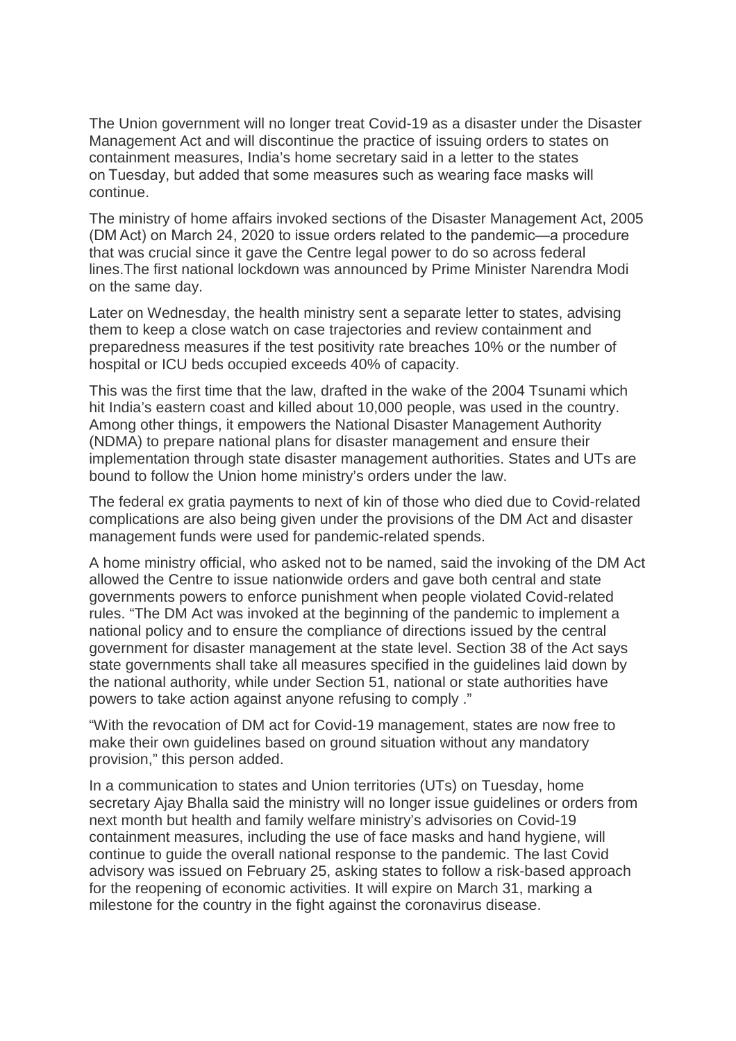The Union government will no longer treat Covid-19 as a disaster under the Disaster Management Act and will discontinue the practice of issuing orders to states on containment measures, India's home secretary said in a letter to the states on Tuesday, but added that some measures such as wearing face masks will continue.

The ministry of home affairs invoked sections of the Disaster Management Act, 2005 (DM Act) on March 24, 2020 to issue orders related to the pandemic—a procedure that was crucial since it gave the Centre legal power to do so across federal lines.The first national lockdown was announced by Prime Minister Narendra Modi on the same day.

Later on Wednesday, the health ministry sent a separate letter to states, advising them to keep a close watch on case trajectories and review containment and preparedness measures if the test positivity rate breaches 10% or the number of hospital or ICU beds occupied exceeds 40% of capacity.

This was the first time that the law, drafted in the wake of the 2004 Tsunami which hit India's eastern coast and killed about 10,000 people, was used in the country. Among other things, it empowers the National Disaster Management Authority (NDMA) to prepare national plans for disaster management and ensure their implementation through state disaster management authorities. States and UTs are bound to follow the Union home ministry's orders under the law.

The federal ex gratia payments to next of kin of those who died due to Covid-related complications are also being given under the provisions of the DM Act and disaster management funds were used for pandemic-related spends.

A home ministry official, who asked not to be named, said the invoking of the DM Act allowed the Centre to issue nationwide orders and gave both central and state governments powers to enforce punishment when people violated Covid-related rules. "The DM Act was invoked at the beginning of the pandemic to implement a national policy and to ensure the compliance of directions issued by the central government for disaster management at the state level. Section 38 of the Act says state governments shall take all measures specified in the guidelines laid down by the national authority, while under Section 51, national or state authorities have powers to take action against anyone refusing to comply ."

"With the revocation of DM act for Covid-19 management, states are now free to make their own guidelines based on ground situation without any mandatory provision," this person added.

In a communication to states and Union territories (UTs) on Tuesday, home secretary Ajay Bhalla said the ministry will no longer issue guidelines or orders from next month but health and family welfare ministry's advisories on Covid-19 containment measures, including the use of face masks and hand hygiene, will continue to guide the overall national response to the pandemic. The last Covid advisory was issued on February 25, asking states to follow a risk-based approach for the reopening of economic activities. It will expire on March 31, marking a milestone for the country in the fight against the coronavirus disease.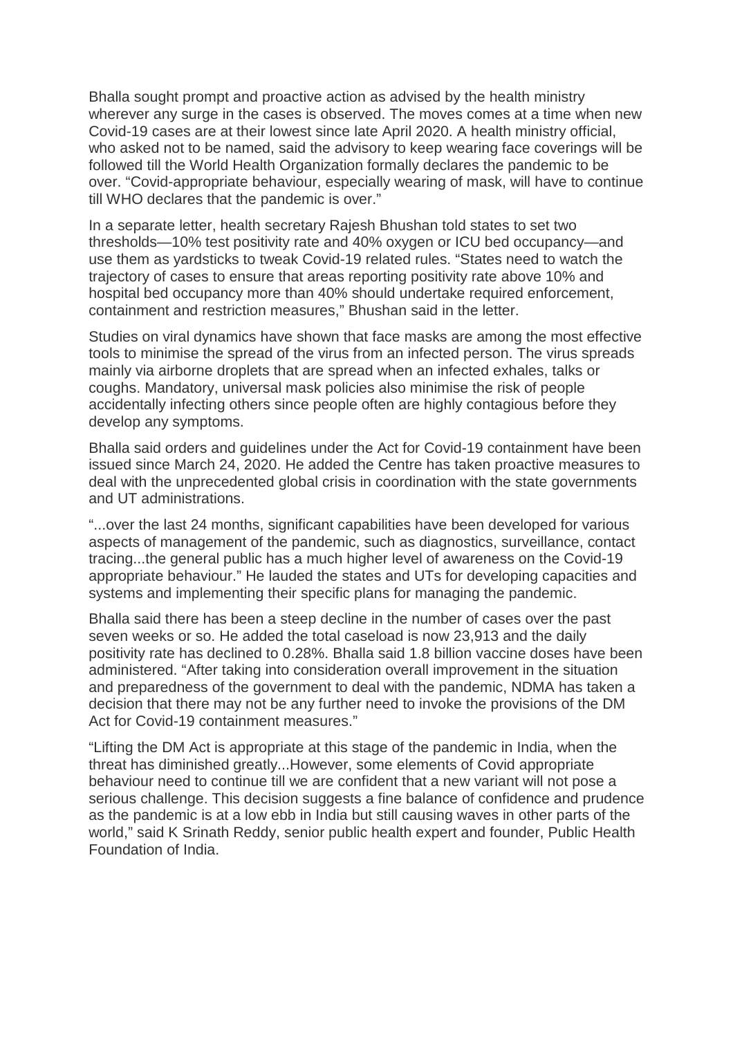Bhalla sought prompt and proactive action as advised by the health ministry wherever any surge in the cases is observed. The moves comes at a time when new Covid-19 cases are at their lowest since late April 2020. A health ministry official, who asked not to be named, said the advisory to keep wearing face coverings will be followed till the World Health Organization formally declares the pandemic to be over. "Covid-appropriate behaviour, especially wearing of mask, will have to continue till WHO declares that the pandemic is over."

In a separate letter, health secretary Rajesh Bhushan told states to set two thresholds—10% test positivity rate and 40% oxygen or ICU bed occupancy—and use them as yardsticks to tweak Covid-19 related rules. "States need to watch the trajectory of cases to ensure that areas reporting positivity rate above 10% and hospital bed occupancy more than 40% should undertake required enforcement, containment and restriction measures," Bhushan said in the letter.

Studies on viral dynamics have shown that face masks are among the most effective tools to minimise the spread of the virus from an infected person. The virus spreads mainly via airborne droplets that are spread when an infected exhales, talks or coughs. Mandatory, universal mask policies also minimise the risk of people accidentally infecting others since people often are highly contagious before they develop any symptoms.

Bhalla said orders and guidelines under the Act for Covid-19 containment have been issued since March 24, 2020. He added the Centre has taken proactive measures to deal with the unprecedented global crisis in coordination with the state governments and UT administrations.

"...over the last 24 months, significant capabilities have been developed for various aspects of management of the pandemic, such as diagnostics, surveillance, contact tracing...the general public has a much higher level of awareness on the Covid-19 appropriate behaviour." He lauded the states and UTs for developing capacities and systems and implementing their specific plans for managing the pandemic.

Bhalla said there has been a steep decline in the number of cases over the past seven weeks or so. He added the total caseload is now 23,913 and the daily positivity rate has declined to 0.28%. Bhalla said 1.8 billion vaccine doses have been administered. "After taking into consideration overall improvement in the situation and preparedness of the government to deal with the pandemic, NDMA has taken a decision that there may not be any further need to invoke the provisions of the DM Act for Covid-19 containment measures."

"Lifting the DM Act is appropriate at this stage of the pandemic in India, when the threat has diminished greatly...However, some elements of Covid appropriate behaviour need to continue till we are confident that a new variant will not pose a serious challenge. This decision suggests a fine balance of confidence and prudence as the pandemic is at a low ebb in India but still causing waves in other parts of the world," said K Srinath Reddy, senior public health expert and founder, Public Health Foundation of India.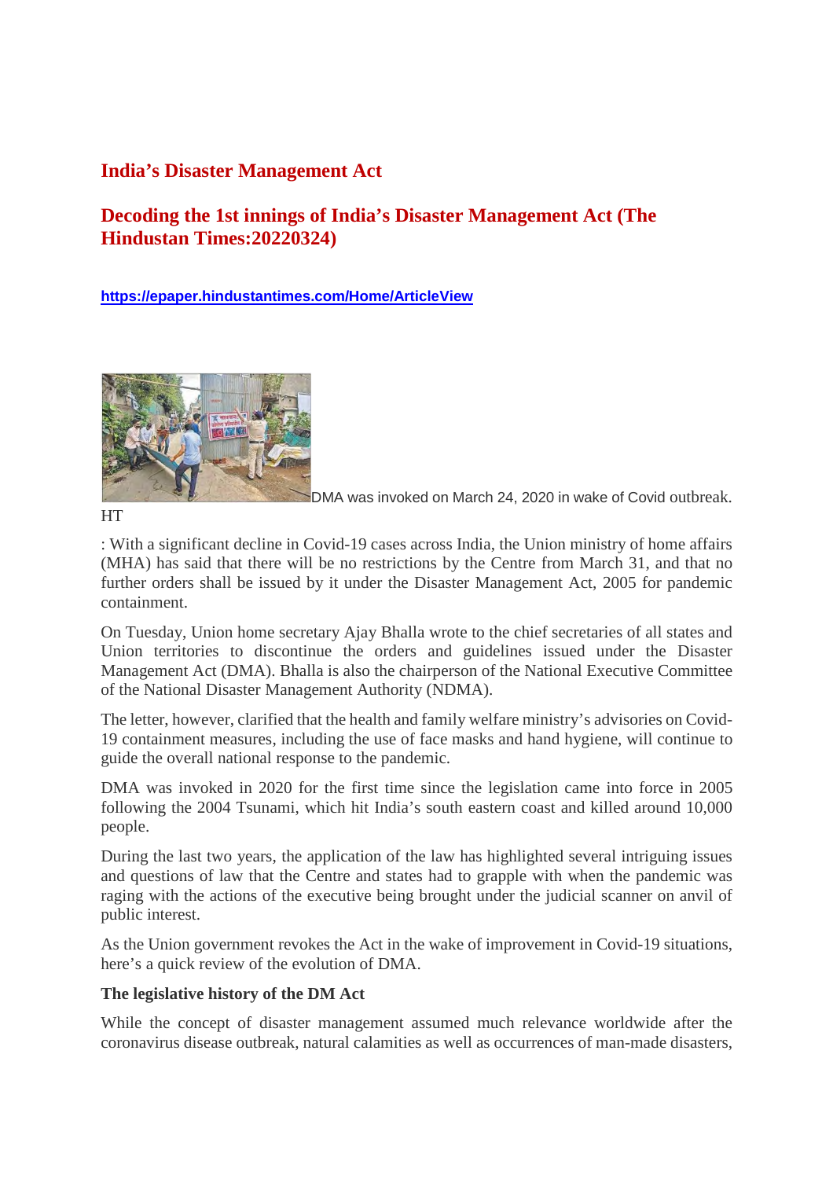## India's Disaster Management Act

## Decoding the 1st innings of India's Disaster Management Act (The Hindustan Times:20220324)

https://epaper.hindustantimes.com/Home/ArticleView

DMA was invoked on March 24, 2020 in wake of Covid outbreak. HT

: With a significant decline in Covid-19 cases across India, the Union ministry of home affairs (MHA) has said that there will be no restrictions by the Centre from March 31, and that no further orders shall be issued by it under the Disaster Management Act, 2005 for pandemic containment.

On Tuesday, Union home secretary Ajay Bhalla wrote to the chief secretaries of all states and Union territories to discontinue the orders and guidelines issued under the Disaster Management Act (DMA). Bhalla is also the chairperson of the National Executive Committee of the National Disaster Management Authority (NDMA).

The letter, however, clarified that the health and family welfare ministry's advisories on Covid-19 containment measures, including the use of face masks and hand hygiene, will continue to guide the overall national response to the pandemic.

DMA was invoked in 2020 for the first time since the legislation came into force in 2005 following the 2004 Tsunami, which hit India's south eastern coast and killed around 10,000 people.

During the last two years, the application of the law has highlighted several intriguing issues and questions of law that the Centre and states had to grapple with when the pandemic was raging with the actions of the executive being brought under the judicial scanner on anvil of public interest.

As the Union government revokes the Act in the wake of improvement in Covid-19 situations, here's a quick review of the evolution of DMA.

**The legislative history of the DM Act**

While the concept of disaster management assumed much relevance worldwide after the coronavirus disease outbreak, natural calamities as well as occurrences of man-made disasters,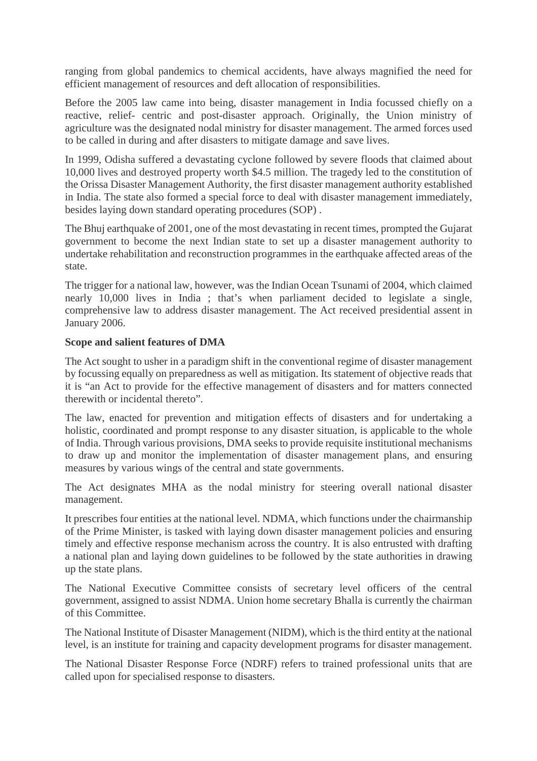ranging from global pandemics to chemical accidents, have always magnified the need for efficient management of resources and deft allocation of responsibilities.

Before the 2005 law came into being, disaster management in India focussed chiefly on a reactive, relief- centric and post-disaster approach. Originally, the Union ministry of agriculture was the designated nodal ministry for disaster management. The armed forces used to be called in during and after disasters to mitigate damage and save lives.

In 1999, Odisha suffered a devastating cyclone followed by severe floods that claimed about 10,000 lives and destroyed property worth $4.5 million. The tragedy led to the constitution of the Orissa Disaster Management Authority, the first disaster management authority established in India. The state also formed a special force to deal with disaster management immediately, besides laying down standard operating procedures (SOP) .

The Bhuj earthquake of 2001, one of the most devastating in recent times, prompted the Gujarat government to become the next Indian state to set up a disaster management authority to undertake rehabilitation and reconstruction programmes in the earthquake affected areas of the state.

The trigger for a national law, however, was the Indian Ocean Tsunami of 2004, which claimed nearly 10,000 lives in India ; that's when parliament decided to legislate a single, comprehensive law to address disaster management. The Act received presidential assent in January 2006.

**Scope and salient features of DMA**

The Act sought to usher in a paradigm shift in the conventional regime of disaster management by focussing equally on preparedness as well as mitigation. Its statement of objective reads that it is "an Act to provide for the effective management of disasters and for matters connected therewith or incidental thereto".

The law, enacted for prevention and mitigation effects of disasters and for undertaking a holistic, coordinated and prompt response to any disaster situation, is applicable to the whole of India. Through various provisions, DMA seeks to provide requisite institutional mechanisms to draw up and monitor the implementation of disaster management plans, and ensuring measures by various wings of the central and state governments.

The Act designates MHA as the nodal ministry for steering overall national disaster management.

It prescribes four entities at the national level. NDMA, which functions under the chairmanship of the Prime Minister, is tasked with laying down disaster management policies and ensuring timely and effective response mechanism across the country. It is also entrusted with drafting a national plan and laying down guidelines to be followed by the state authorities in drawing up the state plans.

The National Executive Committee consists of secretary level officers of the central government, assigned to assist NDMA. Union home secretary Bhalla is currently the chairman of this Committee.

The National Institute of Disaster Management (NIDM), which is the third entity at the national level, is an institute for training and capacity development programs for disaster management.

The National Disaster Response Force (NDRF) refers to trained professional units that are called upon for specialised response to disasters.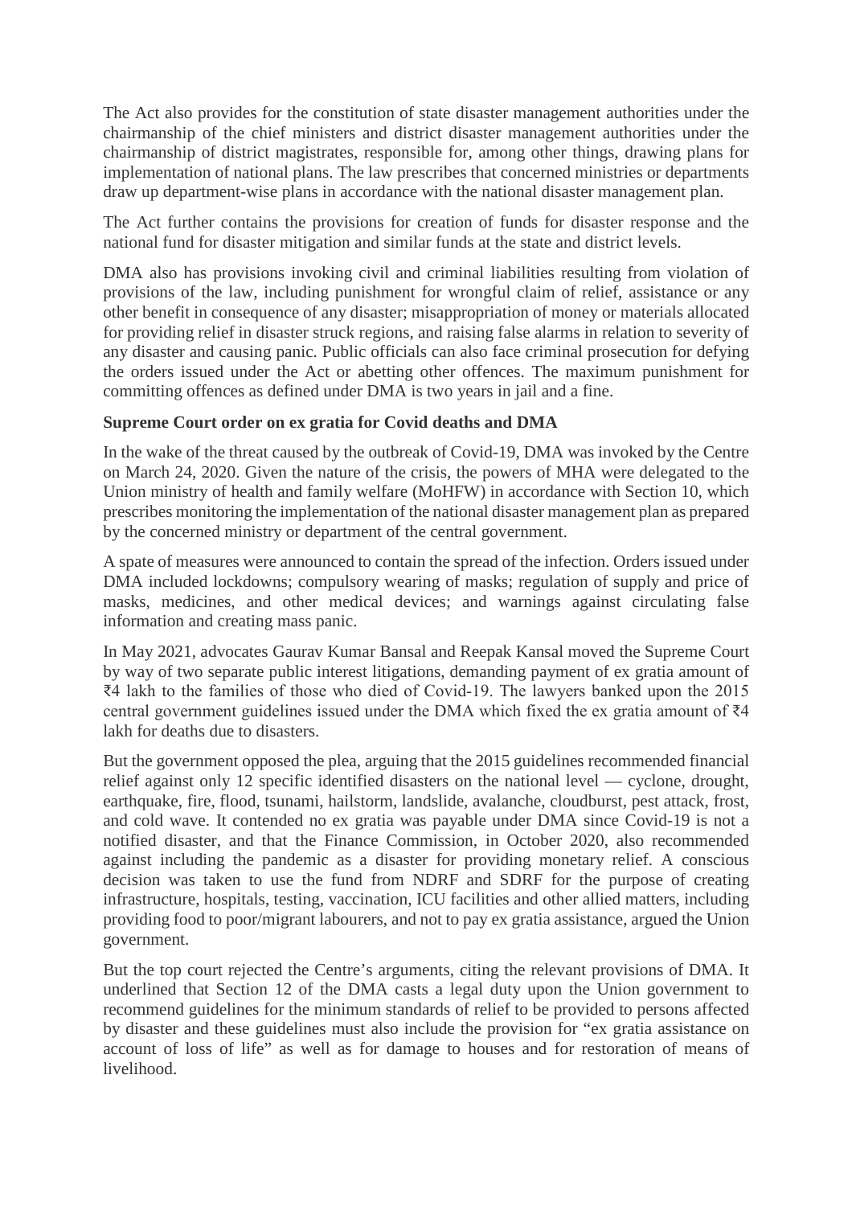The Act also provides for the constitution of state disaster management authorities under the chairmanship of the chief ministers and district disaster management authorities under the chairmanship of district magistrates, responsible for, among other things, drawing plans for implementation of national plans. The law prescribes that concerned ministries or departments draw up department-wise plans in accordance with the national disaster management plan.

The Act further contains the provisions for creation of funds for disaster response and the national fund for disaster mitigation and similar funds at the state and district levels.

DMA also has provisions invoking civil and criminal liabilities resulting from violation of provisions of the law, including punishment for wrongful claim of relief, assistance or any other benefit in consequence of any disaster; misappropriation of money or materials allocated for providing relief in disaster struck regions, and raising false alarms in relation to severity of any disaster and causing panic. Public officials can also face criminal prosecution for defying the orders issued under the Act or abetting other offences. The maximum punishment for committing offences as defined under DMA is two years in jail and a fine.

**Supreme Court order on ex gratia for Covid deaths and DMA**

In the wake of the threat caused by the outbreak of Covid-19, DMA was invoked by the Centre on March 24, 2020. Given the nature of the crisis, the powers of MHA were delegated to the Union ministry of health and family welfare (MoHFW) in accordance with Section 10, which prescribes monitoring the implementation of the national disaster management plan as prepared by the concerned ministry or department of the central government.

A spate of measures were announced to contain the spread of the infection. Orders issued under DMA included lockdowns; compulsory wearing of masks; regulation of supply and price of masks, medicines, and other medical devices; and warnings against circulating false information and creating mass panic.

In May 2021, advocates Gaurav Kumar Bansal and Reepak Kansal moved the Supreme Court by way of two separate public interest litigations, demanding payment of ex gratia amount of ₹4 lakh to the families of those who died of Covid-19. The lawyers banked upon the 2015 central government guidelines issued under the DMA which fixed the ex gratia amount of ₹4 lakh for deaths due to disasters.

But the government opposed the plea, arguing that the 2015 guidelines recommended financial relief against only 12 specific identified disasters on the national level — cyclone, drought, earthquake, fire, flood, tsunami, hailstorm, landslide, avalanche, cloudburst, pest attack, frost, and cold wave. It contended no ex gratia was payable under DMA since Covid-19 is not a notified disaster, and that the Finance Commission, in October 2020, also recommended against including the pandemic as a disaster for providing monetary relief. A conscious decision was taken to use the fund from NDRF and SDRF for the purpose of creating infrastructure, hospitals, testing, vaccination, ICU facilities and other allied matters, including providing food to poor/migrant labourers, and not to pay ex gratia assistance, argued the Union government.

But the top court rejected the Centre's arguments, citing the relevant provisions of DMA. It underlined that Section 12 of the DMA casts a legal duty upon the Union government to recommend guidelines for the minimum standards of relief to be provided to persons affected by disaster and these guidelines must also include the provision for "ex gratia assistance on account of loss of life" as well as for damage to houses and for restoration of means of livelihood.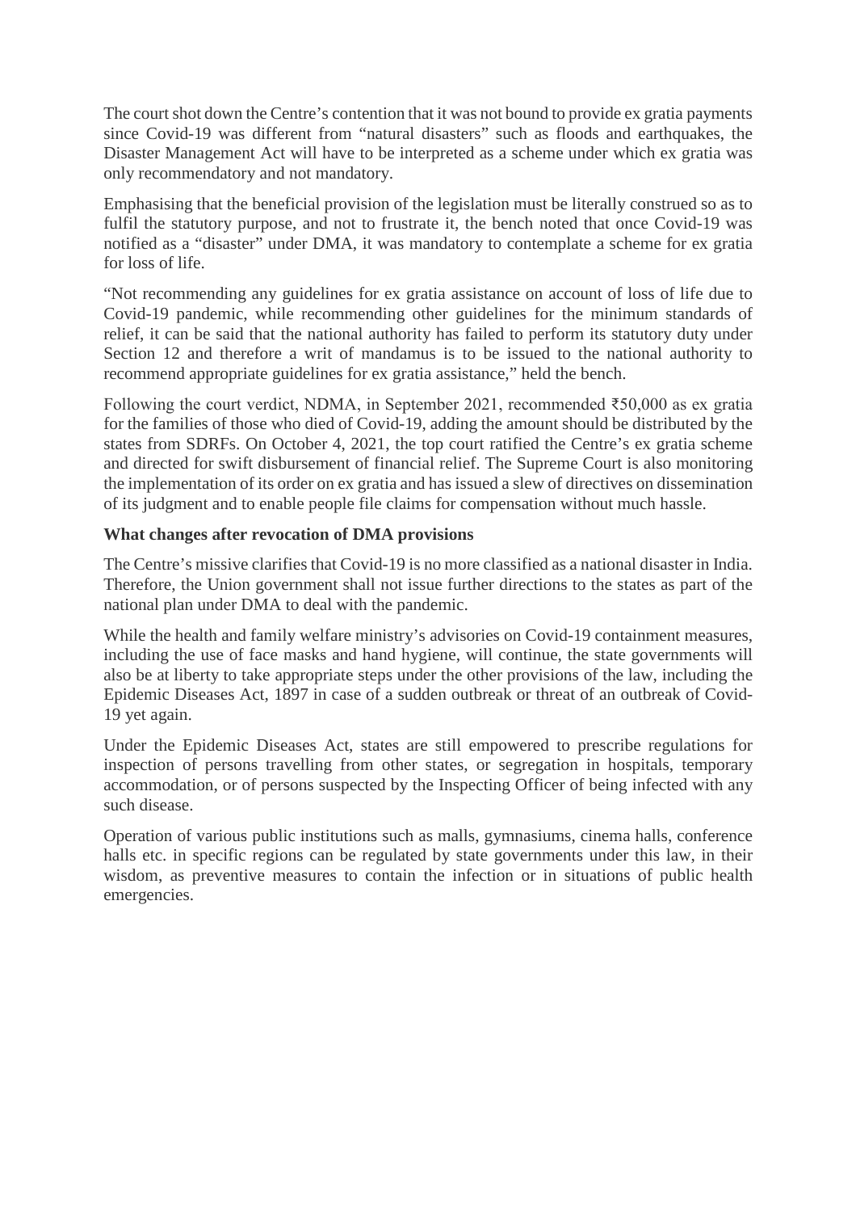The court shot down the Centre's contention that it was not bound to provide ex gratia payments since Covid-19 was different from "natural disasters" such as floods and earthquakes, the Disaster Management Act will have to be interpreted as a scheme under which ex gratia was only recommendatory and not mandatory.

Emphasising that the beneficial provision of the legislation must be literally construed so as to fulfil the statutory purpose, and not to frustrate it, the bench noted that once Covid-19 was notified as a "disaster" under DMA, it was mandatory to contemplate a scheme for ex gratia for loss of life.

"Not recommending any guidelines for ex gratia assistance on account of loss of life due to Covid-19 pandemic, while recommending other guidelines for the minimum standards of relief, it can be said that the national authority has failed to perform its statutory duty under Section 12 and therefore a writ of mandamus is to be issued to the national authority to recommend appropriate guidelines for ex gratia assistance," held the bench.

Following the court verdict, NDMA, in September 2021, recommended ₹50,000 as ex gratia for the families of those who died of Covid-19, adding the amount should be distributed by the states from SDRFs. On October 4, 2021, the top court ratified the Centre's ex gratia scheme and directed for swift disbursement of financial relief. The Supreme Court is also monitoring the implementation of its order on ex gratia and has issued a slew of directives on dissemination of its judgment and to enable people file claims for compensation without much hassle.

**What changes after revocation of DMA provisions**

The Centre's missive clarifies that Covid-19 is no more classified as a national disaster in India. Therefore, the Union government shall not issue further directions to the states as part of the national plan under DMA to deal with the pandemic.

While the health and family welfare ministry's advisories on Covid-19 containment measures, including the use of face masks and hand hygiene, will continue, the state governments will also be at liberty to take appropriate steps under the other provisions of the law, including the Epidemic Diseases Act, 1897 in case of a sudden outbreak or threat of an outbreak of Covid-19 yet again.

Under the Epidemic Diseases Act, states are still empowered to prescribe regulations for inspection of persons travelling from other states, or segregation in hospitals, temporary accommodation, or of persons suspected by the Inspecting Officer of being infected with any such disease.

Operation of various public institutions such as malls, gymnasiums, cinema halls, conference halls etc. in specific regions can be regulated by state governments under this law, in their wisdom, as preventive measures to contain the infection or in situations of public health emergencies.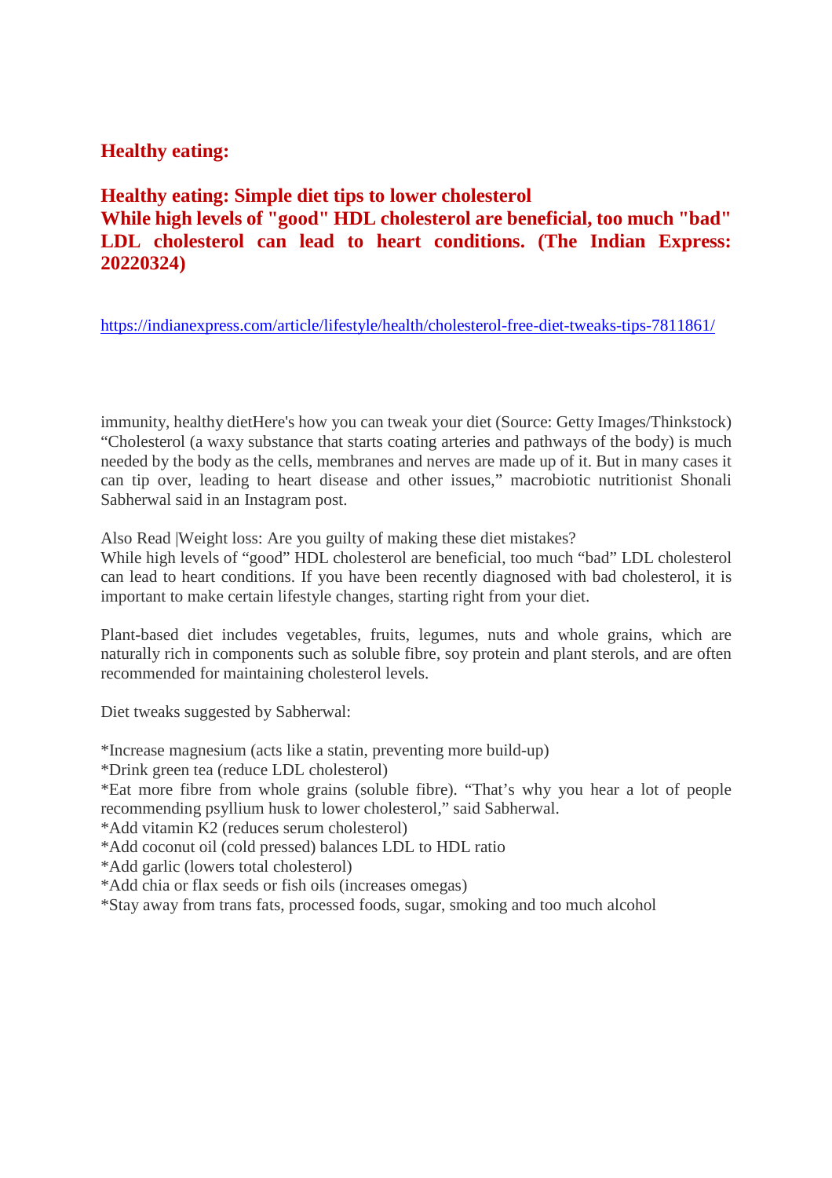## Healthy eating:

## Healthy eating: Simple diet tips to lower cholesterol
## While high levels of "good" HDL cholesterol are beneficial, too much "bad" LDL cholesterol can lead to heart conditions. (The Indian Express: 20220324)

https://indianexpress.com/article/lifestyle/health/cholesterol-free-diet-tweaks-tips-7811861/

immunity, healthy dietHere's how you can tweak your diet (Source: Getty Images/Thinkstock) “Cholesterol (a waxy substance that starts coating arteries and pathways of the body) is much needed by the body as the cells, membranes and nerves are made up of it. But in many cases it can tip over, leading to heart disease and other issues,” macrobiotic nutritionist Shonali Sabherwal said in an Instagram post.

Also Read |Weight loss: Are you guilty of making these diet mistakes?
While high levels of “good” HDL cholesterol are beneficial, too much “bad” LDL cholesterol can lead to heart conditions. If you have been recently diagnosed with bad cholesterol, it is important to make certain lifestyle changes, starting right from your diet.

Plant-based diet includes vegetables, fruits, legumes, nuts and whole grains, which are naturally rich in components such as soluble fibre, soy protein and plant sterols, and are often recommended for maintaining cholesterol levels.

Diet tweaks suggested by Sabherwal:

*Increase magnesium (acts like a statin, preventing more build-up)
*Drink green tea (reduce LDL cholesterol)
*Eat more fibre from whole grains (soluble fibre). “That’s why you hear a lot of people recommending psyllium husk to lower cholesterol,” said Sabherwal.
*Add vitamin K2 (reduces serum cholesterol)
*Add coconut oil (cold pressed) balances LDL to HDL ratio
*Add garlic (lowers total cholesterol)
*Add chia or flax seeds or fish oils (increases omegas)
*Stay away from trans fats, processed foods, sugar, smoking and too much alcohol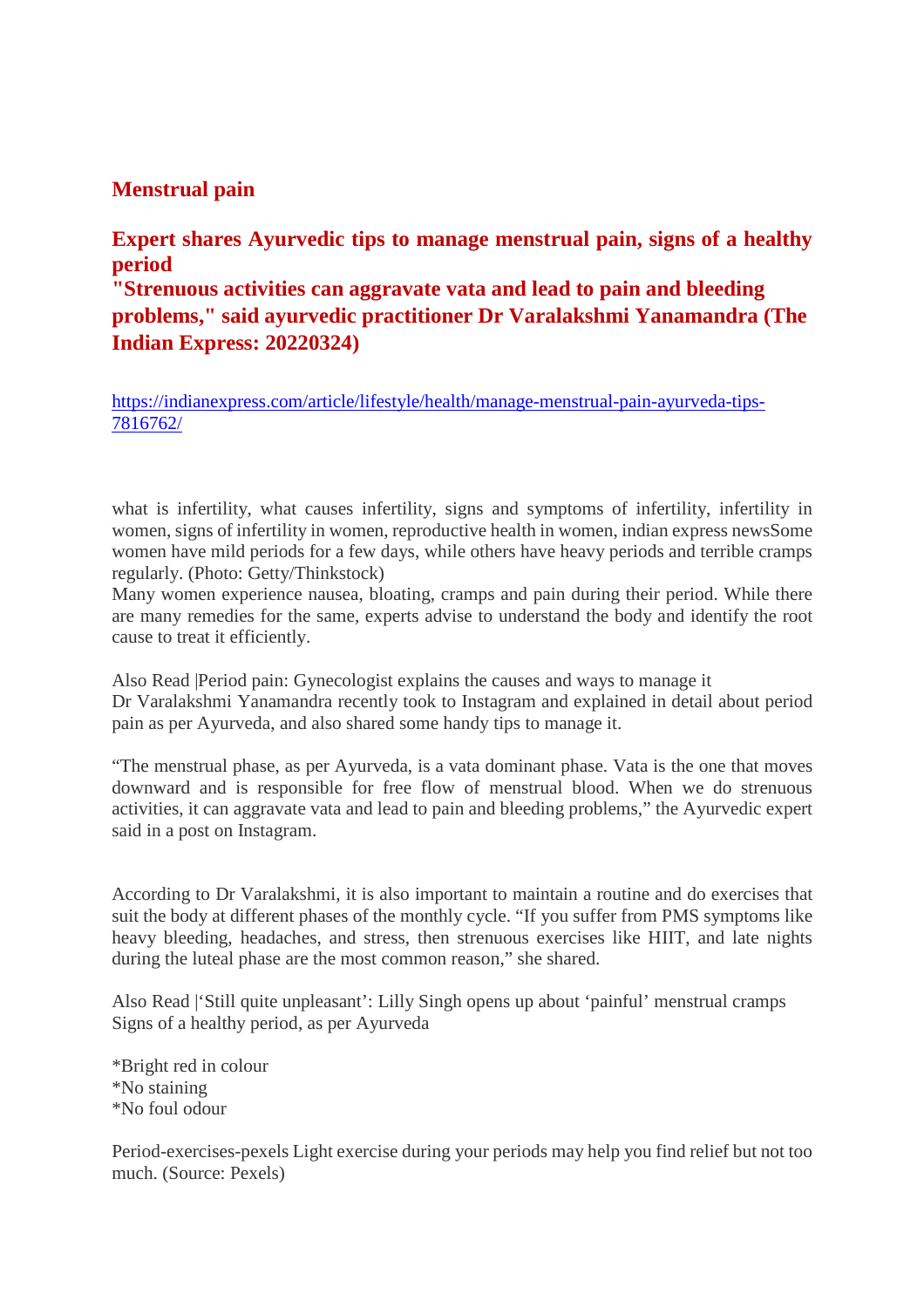## Menstrual pain

### Expert shares Ayurvedic tips to manage menstrual pain, signs of a healthy period
### "Strenuous activities can aggravate vata and lead to pain and bleeding problems," said ayurvedic practitioner Dr Varalakshmi Yanamandra (The Indian Express: 20220324)

https://indianexpress.com/article/lifestyle/health/manage-menstrual-pain-ayurveda-tips-7816762/

what is infertility, what causes infertility, signs and symptoms of infertility, infertility in women, signs of infertility in women, reproductive health in women, indian express newsSome women have mild periods for a few days, while others have heavy periods and terrible cramps regularly. (Photo: Getty/Thinkstock)
Many women experience nausea, bloating, cramps and pain during their period. While there are many remedies for the same, experts advise to understand the body and identify the root cause to treat it efficiently.

Also Read |Period pain: Gynecologist explains the causes and ways to manage it
Dr Varalakshmi Yanamandra recently took to Instagram and explained in detail about period pain as per Ayurveda, and also shared some handy tips to manage it.

"The menstrual phase, as per Ayurveda, is a vata dominant phase. Vata is the one that moves downward and is responsible for free flow of menstrual blood. When we do strenuous activities, it can aggravate vata and lead to pain and bleeding problems," the Ayurvedic expert said in a post on Instagram.

According to Dr Varalakshmi, it is also important to maintain a routine and do exercises that suit the body at different phases of the monthly cycle. "If you suffer from PMS symptoms like heavy bleeding, headaches, and stress, then strenuous exercises like HIIT, and late nights during the luteal phase are the most common reason," she shared.

Also Read |'Still quite unpleasant': Lilly Singh opens up about 'painful' menstrual cramps
Signs of a healthy period, as per Ayurveda

*Bright red in colour
*No staining
*No foul odour

Period-exercises-pexels Light exercise during your periods may help you find relief but not too much. (Source: Pexels)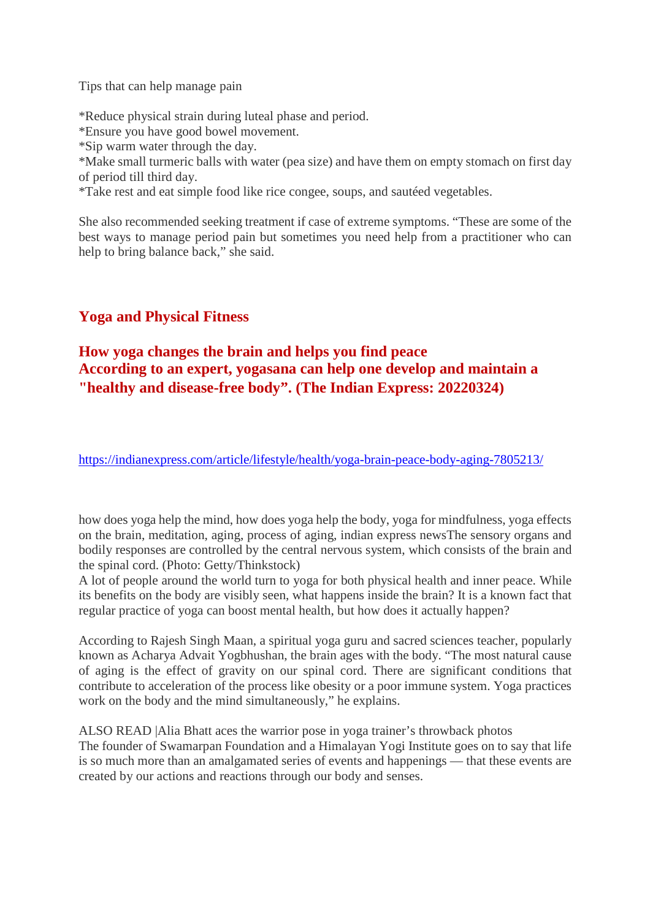Tips that can help manage pain

*Reduce physical strain during luteal phase and period.
*Ensure you have good bowel movement.
*Sip warm water through the day.
*Make small turmeric balls with water (pea size) and have them on empty stomach on first day of period till third day.
*Take rest and eat simple food like rice congee, soups, and sautéed vegetables.

She also recommended seeking treatment if case of extreme symptoms. "These are some of the best ways to manage period pain but sometimes you need help from a practitioner who can help to bring balance back," she said.

## Yoga and Physical Fitness

### How yoga changes the brain and helps you find peace
### According to an expert, yogasana can help one develop and maintain a "healthy and disease-free body". (The Indian Express: 20220324)

https://indianexpress.com/article/lifestyle/health/yoga-brain-peace-body-aging-7805213/

how does yoga help the mind, how does yoga help the body, yoga for mindfulness, yoga effects on the brain, meditation, aging, process of aging, indian express newsThe sensory organs and bodily responses are controlled by the central nervous system, which consists of the brain and the spinal cord. (Photo: Getty/Thinkstock)
A lot of people around the world turn to yoga for both physical health and inner peace. While its benefits on the body are visibly seen, what happens inside the brain? It is a known fact that regular practice of yoga can boost mental health, but how does it actually happen?

According to Rajesh Singh Maan, a spiritual yoga guru and sacred sciences teacher, popularly known as Acharya Advait Yogbhushan, the brain ages with the body. "The most natural cause of aging is the effect of gravity on our spinal cord. There are significant conditions that contribute to acceleration of the process like obesity or a poor immune system. Yoga practices work on the body and the mind simultaneously," he explains.

ALSO READ |Alia Bhatt aces the warrior pose in yoga trainer's throwback photos
The founder of Swamarpan Foundation and a Himalayan Yogi Institute goes on to say that life is so much more than an amalgamated series of events and happenings — that these events are created by our actions and reactions through our body and senses.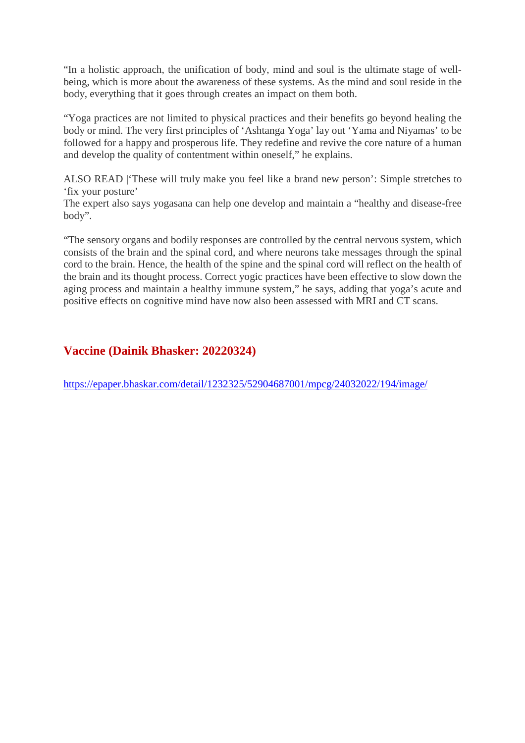"In a holistic approach, the unification of body, mind and soul is the ultimate stage of well-being, which is more about the awareness of these systems. As the mind and soul reside in the body, everything that it goes through creates an impact on them both.

"Yoga practices are not limited to physical practices and their benefits go beyond healing the body or mind. The very first principles of 'Ashtanga Yoga' lay out 'Yama and Niyamas' to be followed for a happy and prosperous life. They redefine and revive the core nature of a human and develop the quality of contentment within oneself," he explains.

ALSO READ |'These will truly make you feel like a brand new person': Simple stretches to 'fix your posture'
The expert also says yogasana can help one develop and maintain a "healthy and disease-free body".

"The sensory organs and bodily responses are controlled by the central nervous system, which consists of the brain and the spinal cord, and where neurons take messages through the spinal cord to the brain. Hence, the health of the spine and the spinal cord will reflect on the health of the brain and its thought process. Correct yogic practices have been effective to slow down the aging process and maintain a healthy immune system," he says, adding that yoga's acute and positive effects on cognitive mind have now also been assessed with MRI and CT scans.

## Vaccine (Dainik Bhasker: 20220324)

https://epaper.bhaskar.com/detail/1232325/52904687001/mpcg/24032022/194/image/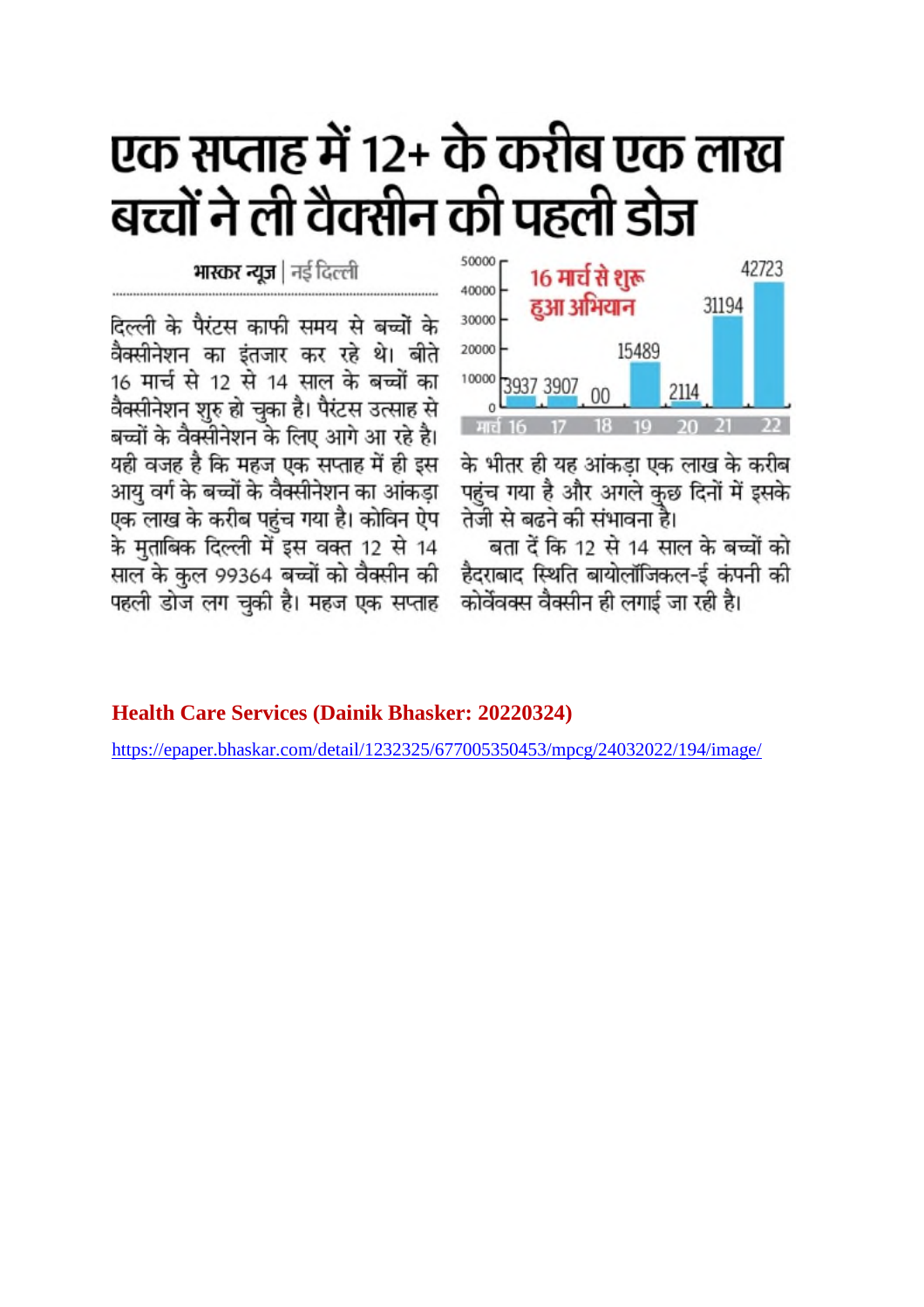# एक सप्ताह में 12+ के करीब एक लाख बच्चों ने ली वैक्सीन की पहली डोज

**भास्कर न्यूज** | नई दिल्ली

दिल्ली के पैरंटस काफी समय से बच्चों के वैक्सीनेशन का इंतजार कर रहे थे। बीते 16 मार्च से 12 से 14 साल के बच्चों का वैक्सीनेशन शुरु हो चुका है। पैरंटस उत्साह से बच्चों के वैक्सीनेशन के लिए आगे आ रहे है। यही वजह है कि महज एक सप्ताह में ही इस आयु वर्ग के बच्चों के वैक्सीनेशन का आंकड़ा एक लाख के करीब पहुंच गया है। कोविन ऐप के मुताबिक दिल्ली में इस वक्त 12 से 14 साल के कुल 99364 बच्चों को वैक्सीन की पहली डोज लग चुकी है। महज एक सप्ताह के भीतर ही यह आंकड़ा एक लाख के करीब पहुंच गया है और अगले कुछ दिनों में इसके तेजी से बढने की संभावना है।

बता दें कि 12 से 14 साल के बच्चों को हैदराबाद स्थिति बायोलॉजिकल-ई कंपनी की कोर्वेवक्स वैक्सीन ही लगाई जा रही है।

**16 मार्च से शुरू हुआ अभियान**

| मार्च | 16 | 17 | 18 | 19 | 20 | 21 | 22 |
|---|---|---|---|---|---|---|---|
| | 3937 | 3907 | 00 | 15489 | 2114 | 31194 | 42723 |

**Health Care Services (Dainik Bhasker: 20220324)**

https://epaper.bhaskar.com/detail/1232325/677005350453/mpcg/24032022/194/image/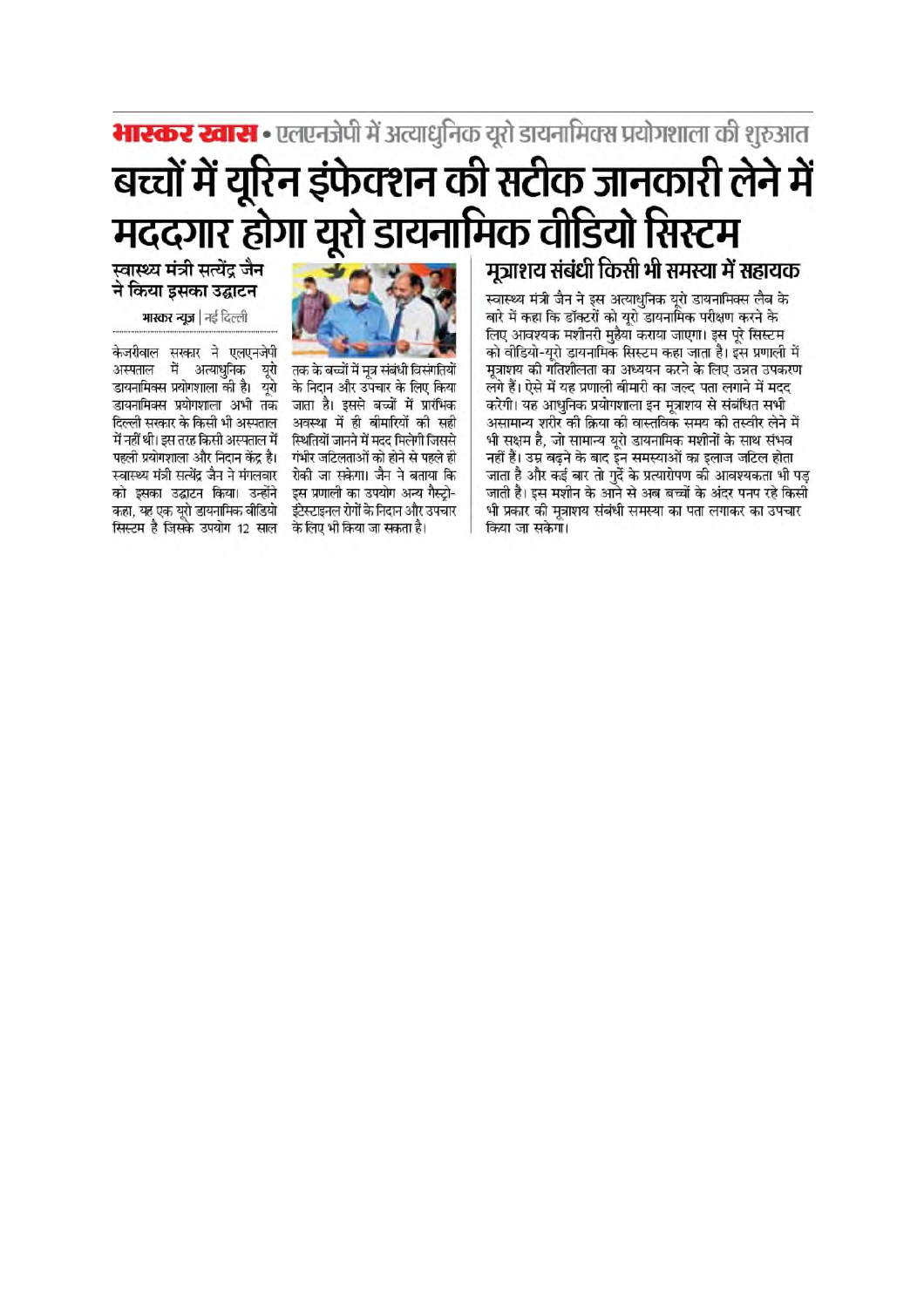**भास्कर खास** • एलएनजेपी में अत्याधुनिक यूरो डायनामिक्स प्रयोगशाला की शुरुआत

# बच्चों में यूरिन इंफेक्शन की सटीक जानकारी लेने में मददगार होगा यूरो डायनामिक वीडियो सिस्टम

## स्वास्थ्य मंत्री सत्येंद्र जैन ने किया इसका उद्घाटन

भास्कर न्यूज | नई दिल्ली

केजरीवाल सरकार ने एलएनजेपी अस्पताल में अत्याधुनिक यूरो डायनामिक्स प्रयोगशाला की है। यूरो डायनामिक्स प्रयोगशाला अभी तक दिल्ली सरकार के किसी भी अस्पताल में नहीं थी। इस तरह किसी अस्पताल में पहली प्रयोगशाला और निदान केंद्र है। स्वास्थ्य मंत्री सत्येंद्र जैन ने मंगलवार को इसका उद्घाटन किया। उन्होंने कहा, यह एक यूरो डायनामिक वीडियो सिस्टम है जिसके उपयोग 12 साल तक के बच्चों में मूत्र संबंधी विसंगतियों के निदान और उपचार के लिए किया जाता है। इससे बच्चों में प्रारंभिक अवस्था में ही बीमारियों की सही स्थितियों जानने में मदद मिलेगी जिससे गंभीर जटिलताओं को होने से पहले ही रोकी जा सकेगा। जैन ने बताया कि इस प्रणाली का उपयोग अन्य गैस्ट्रो-इंटेस्टाइनल रोगों के निदान और उपचार के लिए भी किया जा सकता है।

## मूत्राशय संबंधी किसी भी समस्या में सहायक

स्वास्थ्य मंत्री जैन ने इस अत्याधुनिक यूरो डायनामिक्स लैब के बारे में कहा कि डॉक्टरों को यूरो डायनामिक परीक्षण करने के लिए आवश्यक मशीनरी मुहैया कराया जाएगा। इस पूरे सिस्टम को वीडियो-यूरो डायनामिक सिस्टम कहा जाता है। इस प्रणाली में मूत्राशय की गतिशीलता का अध्ययन करने के लिए उन्नत उपकरण लगे हैं। ऐसे में यह प्रणाली बीमारी का जल्द पता लगाने में मदद करेगी। यह आधुनिक प्रयोगशाला इन मूत्राशय से संबंधित सभी असामान्य शरीर की क्रिया की वास्तविक समय की तस्वीर लेने में भी सक्षम है, जो सामान्य यूरो डायनामिक मशीनों के साथ संभव नहीं हैं। उम्र बढ़ने के बाद इन समस्याओं का इलाज जटिल होता जाता है और कई बार तो गुर्दे के प्रत्यारोपण की आवश्यकता भी पड़ जाती है। इस मशीन के आने से अब बच्चों के अंदर पनप रहे किसी भी प्रकार की मूत्राशय संबंधी समस्या का पता लगाकर का उपचार किया जा सकेगा।